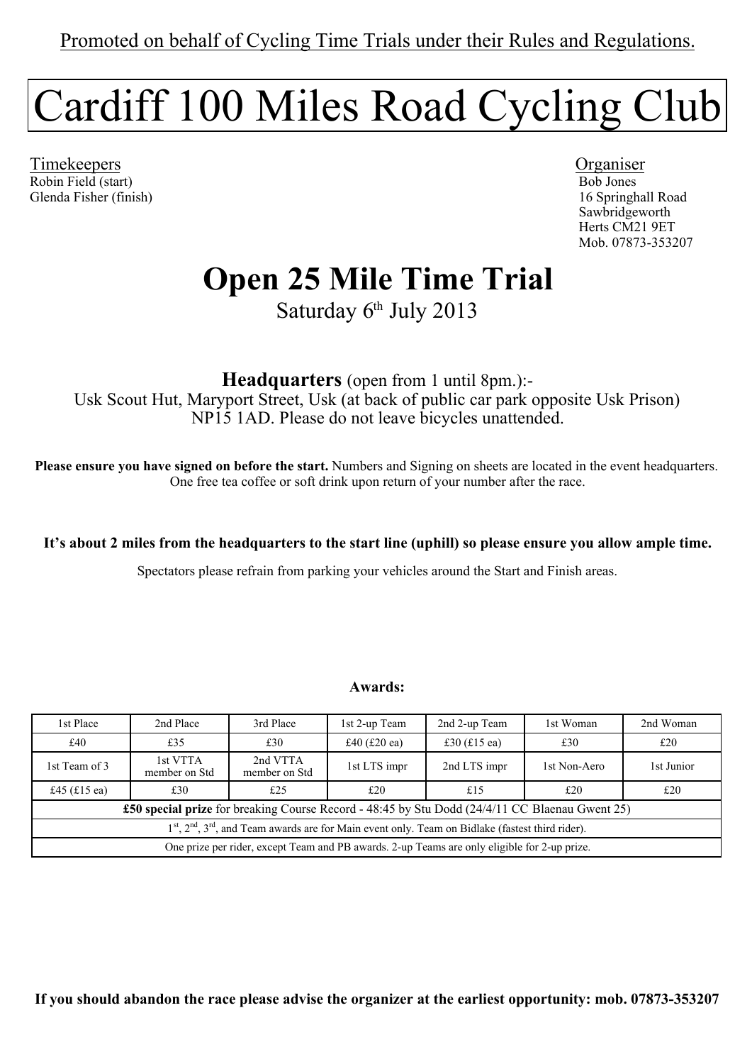Promoted on behalf of Cycling Time Trials under their Rules and Regulations.

# Cardiff 100 Miles Road Cycling Club

Timekeepers
Robin Field (start)
Glenda Fisher (finish)

Organiser
Bob Jones
16 Springhall Road
Sawbridgeworth
Herts CM21 9ET
Mob. 07873-353207

## Open 25 Mile Time Trial

Saturday 6th July 2013

**Headquarters** (open from 1 until 8pm.):-
Usk Scout Hut, Maryport Street, Usk (at back of public car park opposite Usk Prison) NP15 1AD. Please do not leave bicycles unattended.

**Please ensure you have signed on before the start.** Numbers and Signing on sheets are located in the event headquarters. One free tea coffee or soft drink upon return of your number after the race.

**It's about 2 miles from the headquarters to the start line (uphill) so please ensure you allow ample time.**

Spectators please refrain from parking your vehicles around the Start and Finish areas.

**Awards:**

| 1st Place | 2nd Place | 3rd Place | 1st 2-up Team | 2nd 2-up Team | 1st Woman | 2nd Woman |
|---|---|---|---|---|---|---|
| £40 | £35 | £30 | £40 (£20 ea) | £30 (£15 ea) | £30 | £20 |
| 1st Team of 3 | 1st VTTA member on Std | 2nd VTTA member on Std | 1st LTS impr | 2nd LTS impr | 1st Non-Aero | 1st Junior |
| £45 (£15 ea) | £30 | £25 | £20 | £15 | £20 | £20 |
| **£50 special prize** for breaking Course Record - 48:45 by Stu Dodd (24/4/11 CC Blaenau Gwent 25) | | | | | | |
| 1st, 2nd, 3rd, and Team awards are for Main event only. Team on Bidlake (fastest third rider). | | | | | | |
| One prize per rider, except Team and PB awards. 2-up Teams are only eligible for 2-up prize. | | | | | | |

**If you should abandon the race please advise the organizer at the earliest opportunity: mob. 07873-353207**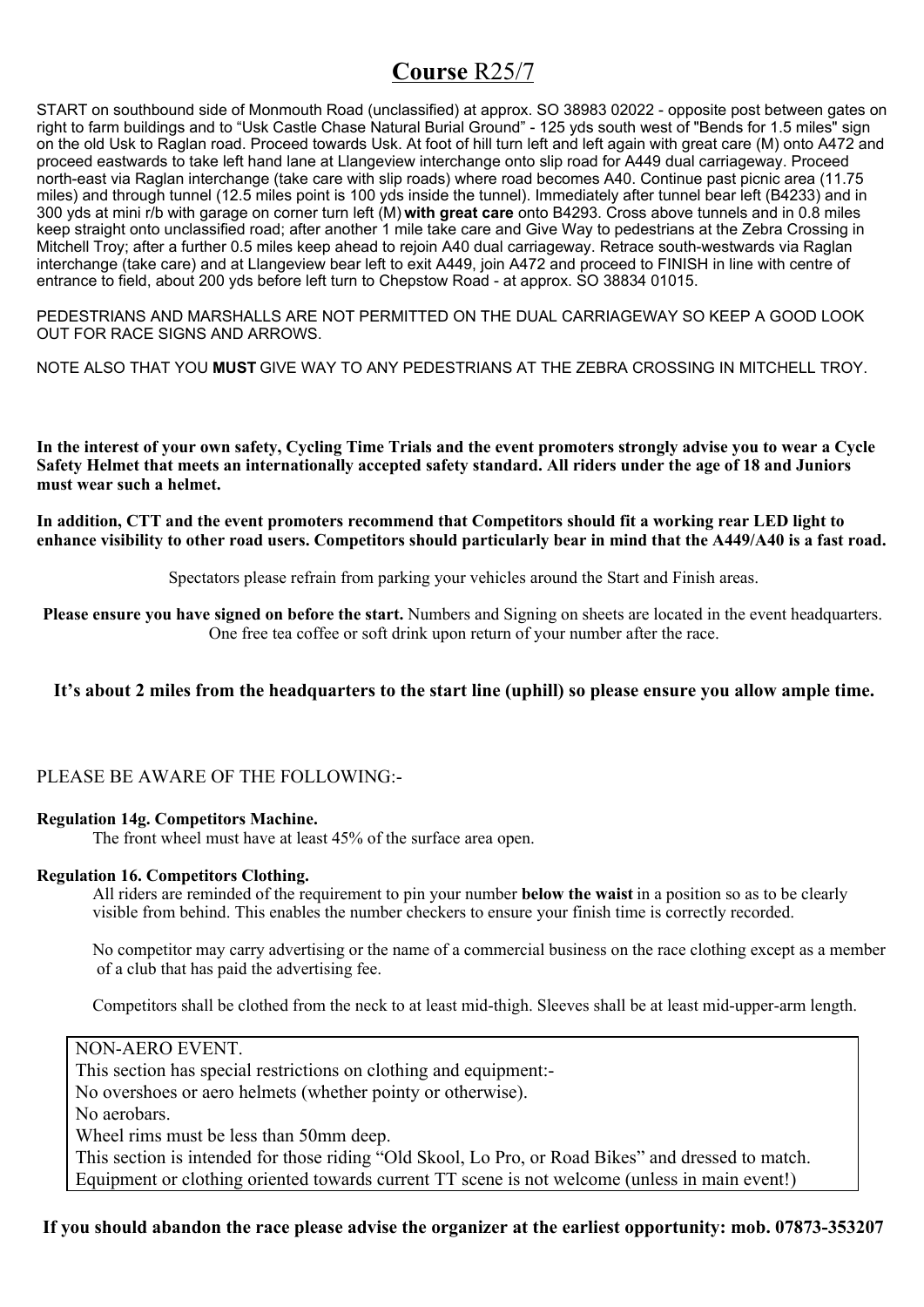# **Course** R25/7

START on southbound side of Monmouth Road (unclassified) at approx. SO 38983 02022 - opposite post between gates on right to farm buildings and to “Usk Castle Chase Natural Burial Ground” - 125 yds south west of "Bends for 1.5 miles" sign on the old Usk to Raglan road. Proceed towards Usk. At foot of hill turn left and left again with great care (M) onto A472 and proceed eastwards to take left hand lane at Llangeview interchange onto slip road for A449 dual carriageway. Proceed north-east via Raglan interchange (take care with slip roads) where road becomes A40. Continue past picnic area (11.75 miles) and through tunnel (12.5 miles point is 100 yds inside the tunnel). Immediately after tunnel bear left (B4233) and in 300 yds at mini r/b with garage on corner turn left (M) **with great care** onto B4293. Cross above tunnels and in 0.8 miles keep straight onto unclassified road; after another 1 mile take care and Give Way to pedestrians at the Zebra Crossing in Mitchell Troy; after a further 0.5 miles keep ahead to rejoin A40 dual carriageway. Retrace south-westwards via Raglan interchange (take care) and at Llangeview bear left to exit A449, join A472 and proceed to FINISH in line with centre of entrance to field, about 200 yds before left turn to Chepstow Road - at approx. SO 38834 01015.

PEDESTRIANS AND MARSHALLS ARE NOT PERMITTED ON THE DUAL CARRIAGEWAY SO KEEP A GOOD LOOK OUT FOR RACE SIGNS AND ARROWS.

NOTE ALSO THAT YOU **MUST** GIVE WAY TO ANY PEDESTRIANS AT THE ZEBRA CROSSING IN MITCHELL TROY.

**In the interest of your own safety, Cycling Time Trials and the event promoters strongly advise you to wear a Cycle Safety Helmet that meets an internationally accepted safety standard. All riders under the age of 18 and Juniors must wear such a helmet.**

**In addition, CTT and the event promoters recommend that Competitors should fit a working rear LED light to enhance visibility to other road users. Competitors should particularly bear in mind that the A449/A40 is a fast road.**

Spectators please refrain from parking your vehicles around the Start and Finish areas.

**Please ensure you have signed on before the start.** Numbers and Signing on sheets are located in the event headquarters. One free tea coffee or soft drink upon return of your number after the race.

**It’s about 2 miles from the headquarters to the start line (uphill) so please ensure you allow ample time.**

PLEASE BE AWARE OF THE FOLLOWING:-

**Regulation 14g. Competitors Machine.**

The front wheel must have at least 45% of the surface area open.

**Regulation 16. Competitors Clothing.**

All riders are reminded of the requirement to pin your number **below the waist** in a position so as to be clearly visible from behind. This enables the number checkers to ensure your finish time is correctly recorded.

No competitor may carry advertising or the name of a commercial business on the race clothing except as a member of a club that has paid the advertising fee.

Competitors shall be clothed from the neck to at least mid-thigh. Sleeves shall be at least mid-upper-arm length.

NON-AERO EVENT.
This section has special restrictions on clothing and equipment:-
No overshoes or aero helmets (whether pointy or otherwise).
No aerobars.
Wheel rims must be less than 50mm deep.
This section is intended for those riding “Old Skool, Lo Pro, or Road Bikes” and dressed to match.
Equipment or clothing oriented towards current TT scene is not welcome (unless in main event!)

**If you should abandon the race please advise the organizer at the earliest opportunity: mob. 07873-353207**